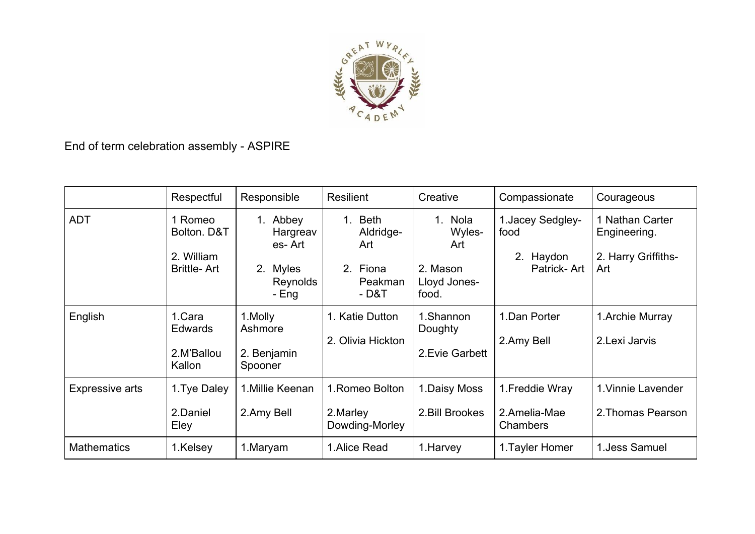End of term celebration assembly - ASPIRE

| | Respectful | Responsible | Resilient | Creative | Compassionate | Courageous |
|---|---|---|---|---|---|---|
| ADT | 1 Romeo Bolton. D&T<br><br>2. William Brittle- Art | 1. Abbey Hargreaves- Art<br><br>2. Myles Reynolds - Eng | 1. Beth Aldridge- Art<br><br>2. Fiona Peakman - D&T | 1. Nola Wyles- Art<br><br>2. Mason Lloyd Jones- food. | 1.Jacey Sedgley- food<br><br>2. Haydon Patrick- Art | 1 Nathan Carter Engineering.<br><br>2. Harry Griffiths- Art |
| English | 1.Cara Edwards<br><br>2.M'Ballou Kallon | 1.Molly Ashmore<br><br>2. Benjamin Spooner | 1. Katie Dutton<br><br>2. Olivia Hickton | 1.Shannon Doughty<br><br>2.Evie Garbett | 1.Dan Porter<br><br>2.Amy Bell | 1.Archie Murray<br><br>2.Lexi Jarvis |
| Expressive arts | 1.Tye Daley<br><br>2.Daniel Eley | 1.Millie Keenan<br><br>2.Amy Bell | 1.Romeo Bolton<br><br>2.Marley Dowding-Morley | 1.Daisy Moss<br><br>2.Bill Brookes | 1.Freddie Wray<br><br>2.Amelia-Mae Chambers | 1.Vinnie Lavender<br><br>2.Thomas Pearson |
| Mathematics | 1.Kelsey | 1.Maryam | 1.Alice Read | 1.Harvey | 1.Tayler Homer | 1.Jess Samuel |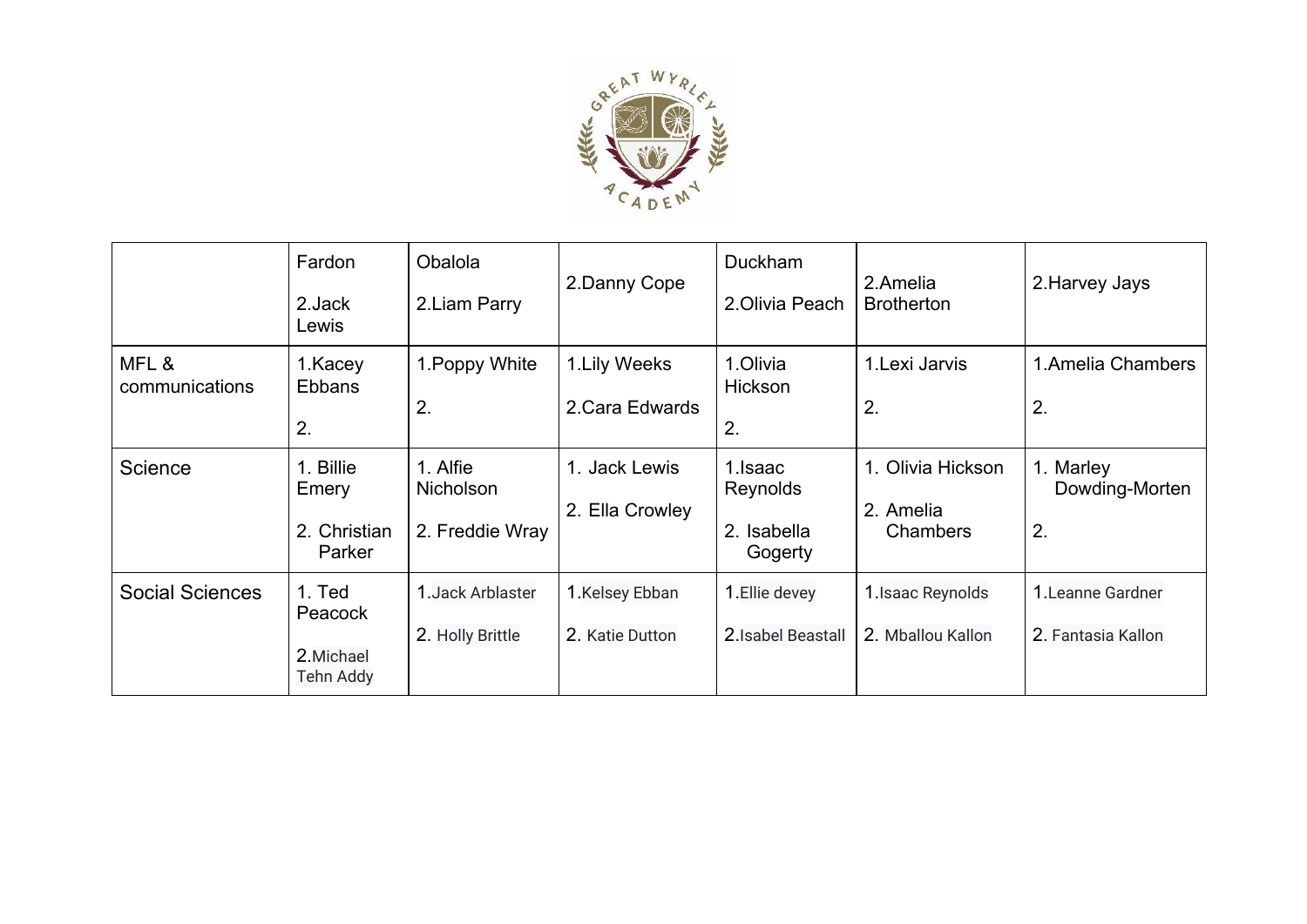| | | | | | | |
|---|---|---|---|---|---|---|
| | Fardon<br><br>2.Jack Lewis | Obalola<br><br>2.Liam Parry | 2.Danny Cope | Duckham<br><br>2.Olivia Peach | 2.Amelia Brotherton | 2.Harvey Jays |
| MFL & communications | 1.Kacey Ebbans<br><br>2. | 1.Poppy White<br><br>2. | 1.Lily Weeks<br><br>2.Cara Edwards | 1.Olivia Hickson<br><br>2. | 1.Lexi Jarvis<br><br>2. | 1.Amelia Chambers<br><br>2. |
| Science | 1. Billie Emery<br><br>2. Christian Parker | 1. Alfie Nicholson<br><br>2. Freddie Wray | 1. Jack Lewis<br><br>2. Ella Crowley | 1.Isaac Reynolds<br><br>2. Isabella Gogerty | 1. Olivia Hickson<br><br>2. Amelia Chambers | 1. Marley Dowding-Morten<br><br>2. |
| Social Sciences | 1. Ted Peacock<br><br>2.Michael Tehn Addy | 1.Jack Arblaster<br><br>2. Holly Brittle | 1.Kelsey Ebban<br><br>2. Katie Dutton | 1.Ellie devey<br><br>2.Isabel Beastall | 1.Isaac Reynolds<br><br>2. Mballou Kallon | 1.Leanne Gardner<br><br>2. Fantasia Kallon |